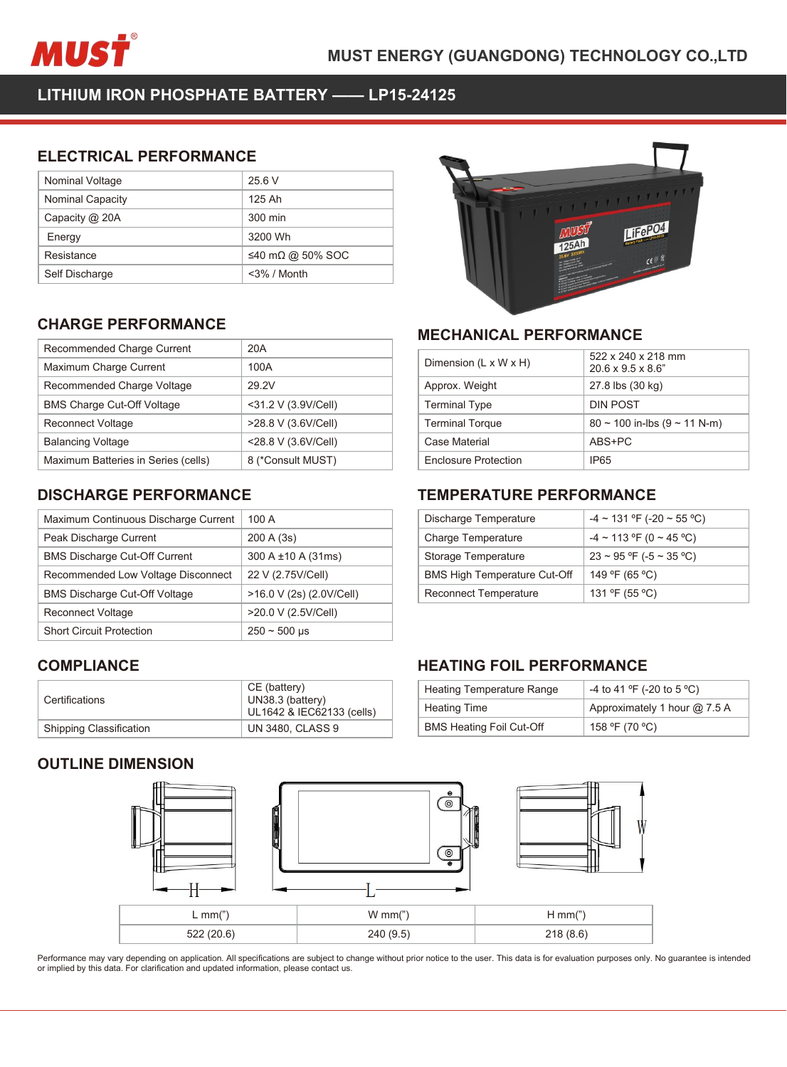MUST ENERGY (GUANGDONG) TECHNOLOGY CO.,LTD

# LITHIUM IRON PHOSPHATE BATTERY —— LP15-24125

## ELECTRICAL PERFORMANCE

| | |
|---|---|
| Nominal Voltage | 25.6 V |
| Nominal Capacity | 125 Ah |
| Capacity @ 20A | 300 min |
| Energy | 3200 Wh |
| Resistance | ≤40 mΩ @ 50% SOC |
| Self Discharge | <3% / Month |

## CHARGE PERFORMANCE

| | |
|---|---|
| Recommended Charge Current | 20A |
| Maximum Charge Current | 100A |
| Recommended Charge Voltage | 29.2V |
| BMS Charge Cut-Off Voltage | <31.2 V (3.9V/Cell) |
| Reconnect Voltage | >28.8 V (3.6V/Cell) |
| Balancing Voltage | <28.8 V (3.6V/Cell) |
| Maximum Batteries in Series (cells) | 8 (*Consult MUST) |

## MECHANICAL PERFORMANCE

| | |
|---|---|
| Dimension (L x W x H) | 522 x 240 x 218 mm<br>20.6 x 9.5 x 8.6" |
| Approx. Weight | 27.8 lbs (30 kg) |
| Terminal Type | DIN POST |
| Terminal Torque | 80 ~ 100 in-lbs (9 ~ 11 N-m) |
| Case Material | ABS+PC |
| Enclosure Protection | IP65 |

## DISCHARGE PERFORMANCE

| | |
|---|---|
| Maximum Continuous Discharge Current | 100 A |
| Peak Discharge Current | 200 A (3s) |
| BMS Discharge Cut-Off Current | 300 A ±10 A (31ms) |
| Recommended Low Voltage Disconnect | 22 V (2.75V/Cell) |
| BMS Discharge Cut-Off Voltage | >16.0 V (2s) (2.0V/Cell) |
| Reconnect Voltage | >20.0 V (2.5V/Cell) |
| Short Circuit Protection | 250 ~ 500 μs |

## TEMPERATURE PERFORMANCE

| | |
|---|---|
| Discharge Temperature | -4 ~ 131 ºF (-20 ~ 55 ºC) |
| Charge Temperature | -4 ~ 113 ºF (0 ~ 45 ºC) |
| Storage Temperature | 23 ~ 95 ºF (-5 ~ 35 ºC) |
| BMS High Temperature Cut-Off | 149 ºF (65 ºC) |
| Reconnect Temperature | 131 ºF (55 ºC) |

## COMPLIANCE

| | |
|---|---|
| Certifications | CE (battery)<br>UN38.3 (battery)<br>UL1642 & IEC62133 (cells) |
| Shipping Classification | UN 3480, CLASS 9 |

## HEATING FOIL PERFORMANCE

| | |
|---|---|
| Heating Temperature Range | -4 to 41 ºF (-20 to 5 ºC) |
| Heating Time | Approximately 1 hour @ 7.5 A |
| BMS Heating Foil Cut-Off | 158 ºF (70 ºC) |

## OUTLINE DIMENSION

| L mm(") | W mm(") | H mm(") |
|---|---|---|
| 522 (20.6) | 240 (9.5) | 218 (8.6) |

Performance may vary depending on application. All specifications are subject to change without prior notice to the user. This data is for evaluation purposes only. No guarantee is intended or implied by this data. For clarification and updated information, please contact us.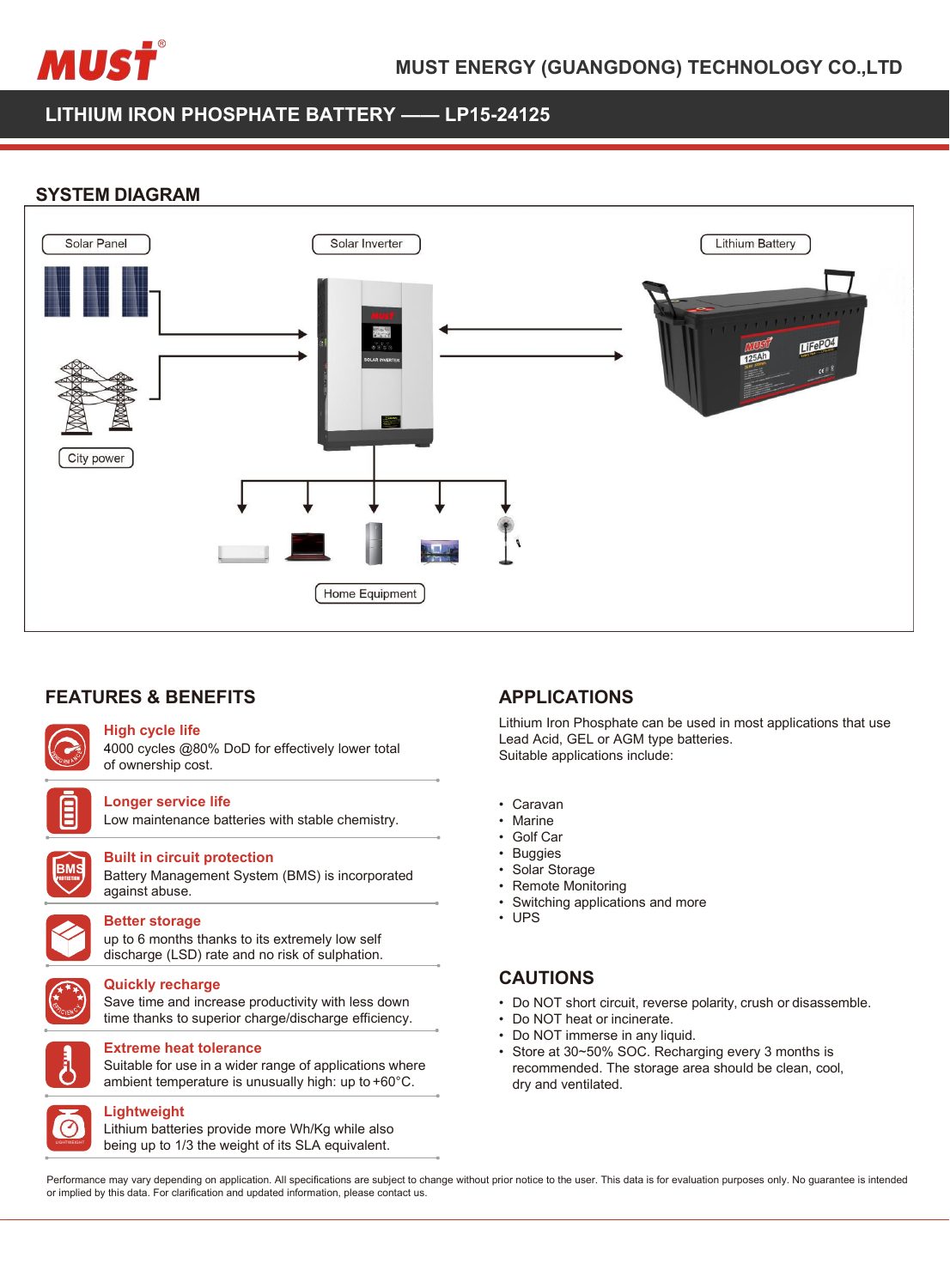MUST ENERGY (GUANGDONG) TECHNOLOGY CO.,LTD

# LITHIUM IRON PHOSPHATE BATTERY —— LP15-24125

## SYSTEM DIAGRAM

Solar Panel

Solar Inverter

Lithium Battery

City power

Home Equipment

## FEATURES & BENEFITS

**High cycle life**
4000 cycles @80% DoD for effectively lower total of ownership cost.

**Longer service life**
Low maintenance batteries with stable chemistry.

**Built in circuit protection**
Battery Management System (BMS) is incorporated against abuse.

**Better storage**
up to 6 months thanks to its extremely low self discharge (LSD) rate and no risk of sulphation.

**Quickly recharge**
Save time and increase productivity with less down time thanks to superior charge/discharge efficiency.

**Extreme heat tolerance**
Suitable for use in a wider range of applications where ambient temperature is unusually high: up to +60°C.

**Lightweight**
Lithium batteries provide more Wh/Kg while also being up to 1/3 the weight of its SLA equivalent.

## APPLICATIONS

Lithium Iron Phosphate can be used in most applications that use Lead Acid, GEL or AGM type batteries.
Suitable applications include:

- Caravan
- Marine
- Golf Car
- Buggies
- Solar Storage
- Remote Monitoring
- Switching applications and more
- UPS

## CAUTIONS

- Do NOT short circuit, reverse polarity, crush or disassemble.
- Do NOT heat or incinerate.
- Do NOT immerse in any liquid.
- Store at 30~50% SOC. Recharging every 3 months is recommended. The storage area should be clean, cool, dry and ventilated.

Performance may vary depending on application. All specifications are subject to change without prior notice to the user. This data is for evaluation purposes only. No guarantee is intended or implied by this data. For clarification and updated information, please contact us.